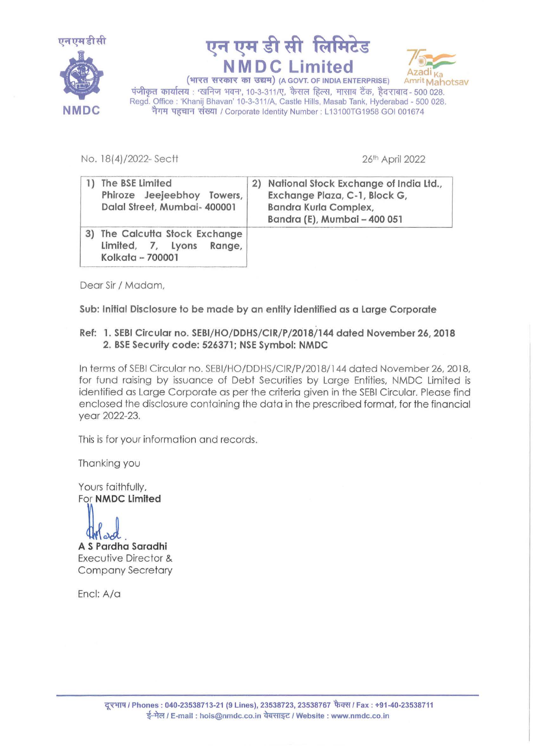एनएमडीसी

NMDC

# एन एम डी सी लिमिटेड
# NMDC Limited

(भारत सरकार का उद्यम) (A GOVT. OF INDIA ENTERPRISE)

Azadi Ka Amrit Mahotsav

पंजीकृत कार्यालय : 'खनिज भवन', 10-3-311/ए, कैसल हिल्स, मासाब टैंक, हैदराबाद - 500 028.
Regd. Office : 'Khanij Bhavan' 10-3-311/A, Castle Hills, Masab Tank, Hyderabad - 500 028.
नैगम पहचान संख्या / Corporate Identity Number : L13100TG1958 GOI 001674

No. 18(4)/2022- Sectt

26th April 2022

| | |
|---|---|
| **1) The BSE Limited** **Phiroze Jeejeebhoy Towers, Dalal Street, Mumbai- 400001** | **2) National Stock Exchange of India Ltd., Exchange Plaza, C-1, Block G, Bandra Kurla Complex, Bandra (E), Mumbai – 400 051** |
| **3) The Calcutta Stock Exchange Limited, 7, Lyons Range, Kolkata – 700001** | |

Dear Sir / Madam,

**Sub: Initial Disclosure to be made by an entity identified as a Large Corporate**

**Ref: 1. SEBI Circular no. SEBI/HO/DDHS/CIR/P/2018/144 dated November 26, 2018**
**2. BSE Security code: 526371; NSE Symbol: NMDC**

In terms of SEBI Circular no. SEBI/HO/DDHS/CIR/P/2018/144 dated November 26, 2018, for fund raising by issuance of Debt Securities by Large Entities, NMDC Limited is identified as Large Corporate as per the criteria given in the SEBI Circular. Please find enclosed the disclosure containing the data in the prescribed format, for the financial year 2022-23.

This is for your information and records.

Thanking you

Yours faithfully,
For **NMDC Limited**

A S Pardha Saradhi
Executive Director &
Company Secretary

Encl: A/a

दूरभाष / Phones : 040-23538713-21 (9 Lines), 23538723, 23538767 फैक्स / Fax : +91-40-23538711
ई-मेल / E-mail : hois@nmdc.co.in वेबसाइट / Website : www.nmdc.co.in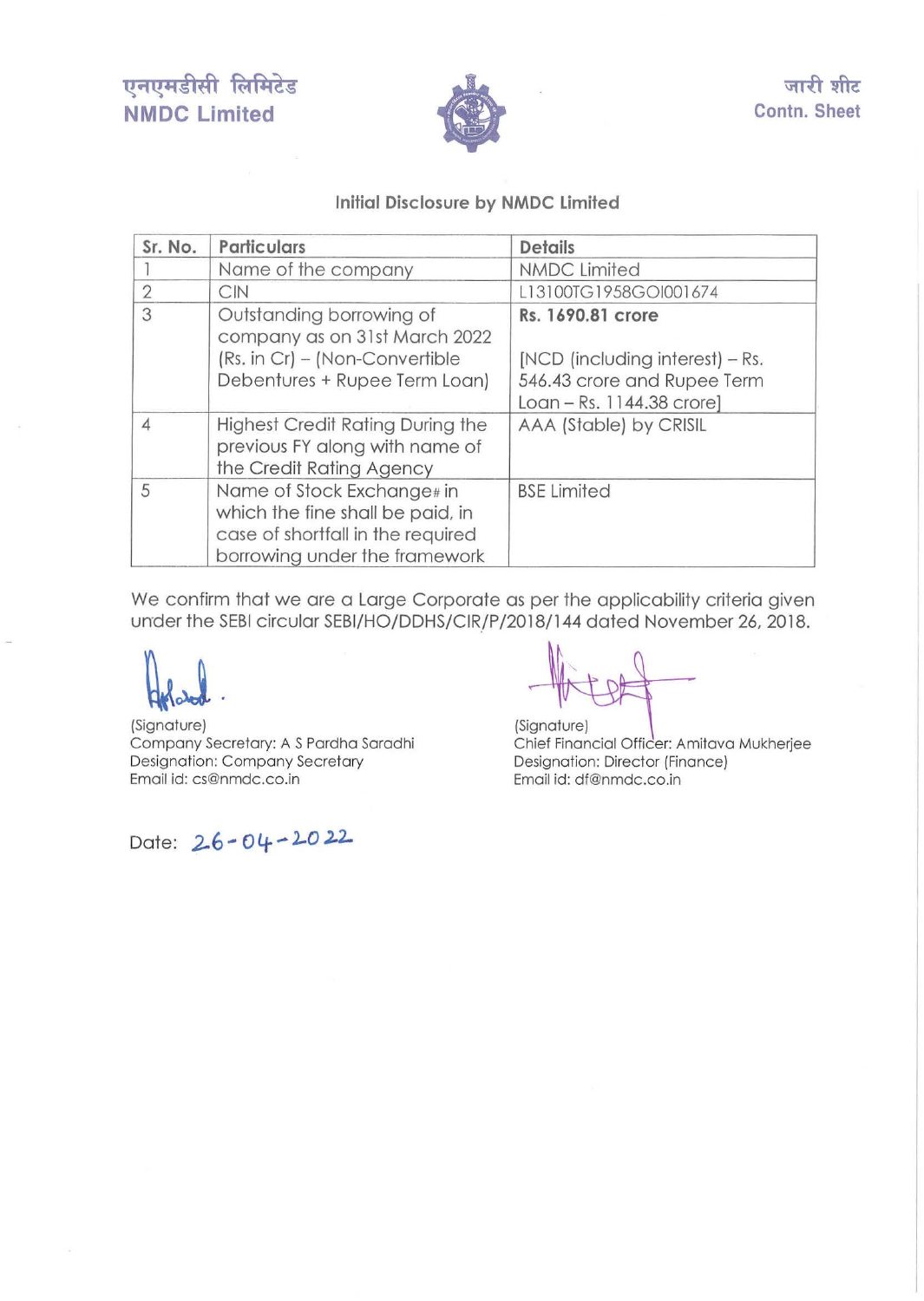एनएमडीसी लिमिटेड
NMDC Limited

जारी शीट
Contn. Sheet

## Initial Disclosure by NMDC Limited

| Sr. No. | Particulars | Details |
|---|---|---|
| 1 | Name of the company | NMDC Limited |
| 2 | CIN | L13100TG1958GOI001674 |
| 3 | Outstanding borrowing of company as on 31st March 2022 (Rs. in Cr) – (Non-Convertible Debentures + Rupee Term Loan) | **Rs. 1690.81 crore** [NCD (including interest) – Rs. 546.43 crore and Rupee Term Loan – Rs. 1144.38 crore] |
| 4 | Highest Credit Rating During the previous FY along with name of the Credit Rating Agency | AAA (Stable) by CRISIL |
| 5 | Name of Stock Exchange# in which the fine shall be paid, in case of shortfall in the required borrowing under the framework | BSE Limited |

We confirm that we are a Large Corporate as per the applicability criteria given under the SEBI circular SEBI/HO/DDHS/CIR/P/2018/144 dated November 26, 2018.

(Signature)
Company Secretary: A S Pardha Saradhi
Designation: Company Secretary
Email id: cs@nmdc.co.in

(Signature)
Chief Financial Officer: Amitava Mukherjee
Designation: Director (Finance)
Email id: df@nmdc.co.in

Date: 26-04-2022